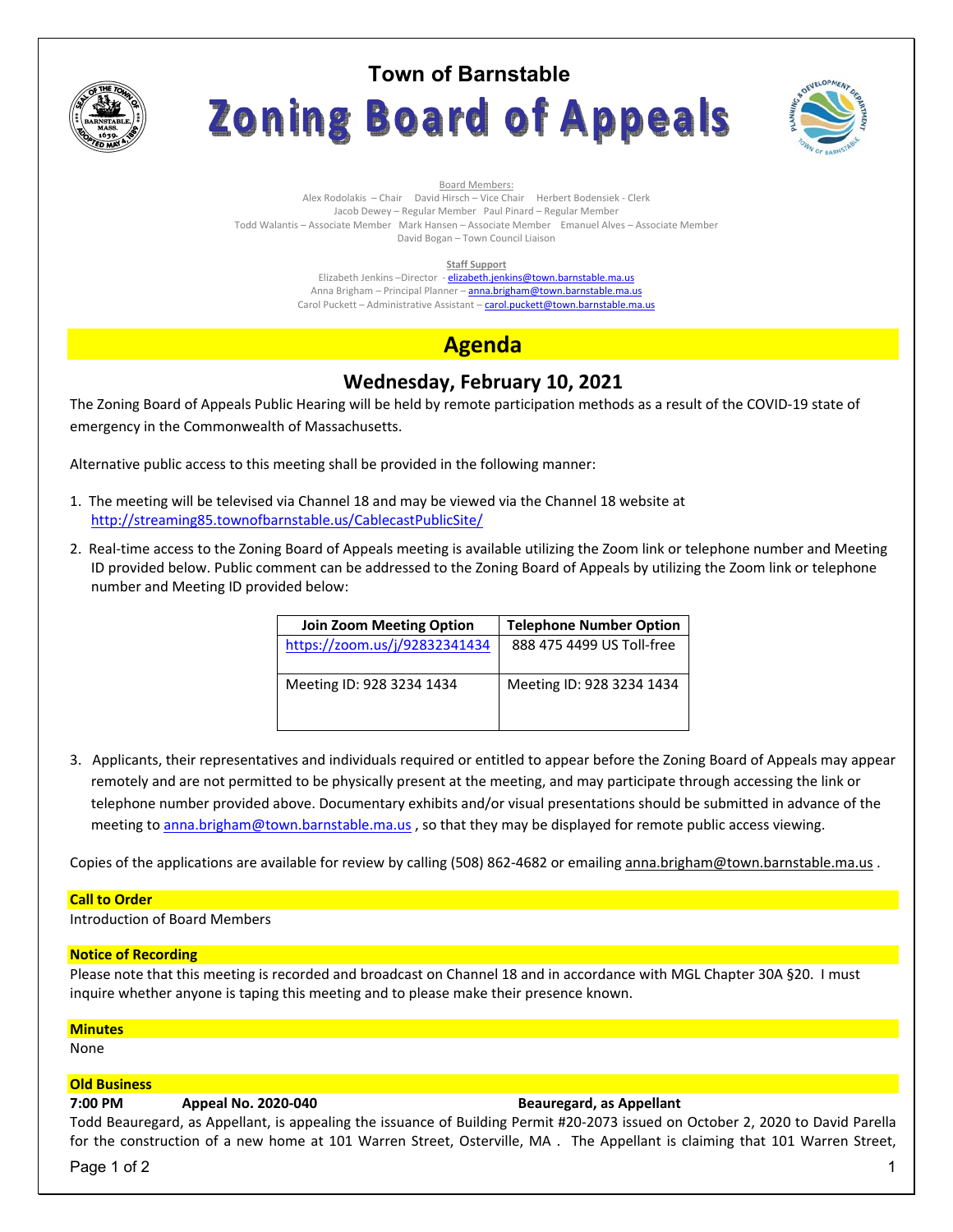# Town of Barnstable

# Zoning Board of Appeals

Board Members:

Alex Rodolakis – Chair  David Hirsch – Vice Chair  Herbert Bodensiek - Clerk
Jacob Dewey – Regular Member  Paul Pinard – Regular Member
Todd Walantis – Associate Member  Mark Hansen – Associate Member  Emanuel Alves – Associate Member
David Bogan – Town Council Liaison

**Staff Support**

Elizabeth Jenkins –Director - elizabeth.jenkins@town.barnstable.ma.us
Anna Brigham – Principal Planner – anna.brigham@town.barnstable.ma.us
Carol Puckett – Administrative Assistant – carol.puckett@town.barnstable.ma.us

## Agenda

### Wednesday, February 10, 2021

The Zoning Board of Appeals Public Hearing will be held by remote participation methods as a result of the COVID-19 state of emergency in the Commonwealth of Massachusetts.

Alternative public access to this meeting shall be provided in the following manner:

1. The meeting will be televised via Channel 18 and may be viewed via the Channel 18 website at http://streaming85.townofbarnstable.us/CablecastPublicSite/
2. Real-time access to the Zoning Board of Appeals meeting is available utilizing the Zoom link or telephone number and Meeting ID provided below. Public comment can be addressed to the Zoning Board of Appeals by utilizing the Zoom link or telephone number and Meeting ID provided below:

| Join Zoom Meeting Option | Telephone Number Option |
|---|---|
| https://zoom.us/j/92832341434 | 888 475 4499 US Toll-free |
| Meeting ID: 928 3234 1434 | Meeting ID: 928 3234 1434 |

3. Applicants, their representatives and individuals required or entitled to appear before the Zoning Board of Appeals may appear remotely and are not permitted to be physically present at the meeting, and may participate through accessing the link or telephone number provided above. Documentary exhibits and/or visual presentations should be submitted in advance of the meeting to anna.brigham@town.barnstable.ma.us , so that they may be displayed for remote public access viewing.

Copies of the applications are available for review by calling (508) 862-4682 or emailing anna.brigham@town.barnstable.ma.us .

**Call to Order**

Introduction of Board Members

**Notice of Recording**

Please note that this meeting is recorded and broadcast on Channel 18 and in accordance with MGL Chapter 30A §20. I must inquire whether anyone is taping this meeting and to please make their presence known.

**Minutes**

None

**Old Business**

**7:00 PM  Appeal No. 2020-040  Beauregard, as Appellant**

Todd Beauregard, as Appellant, is appealing the issuance of Building Permit #20-2073 issued on October 2, 2020 to David Parella for the construction of a new home at 101 Warren Street, Osterville, MA . The Appellant is claiming that 101 Warren Street,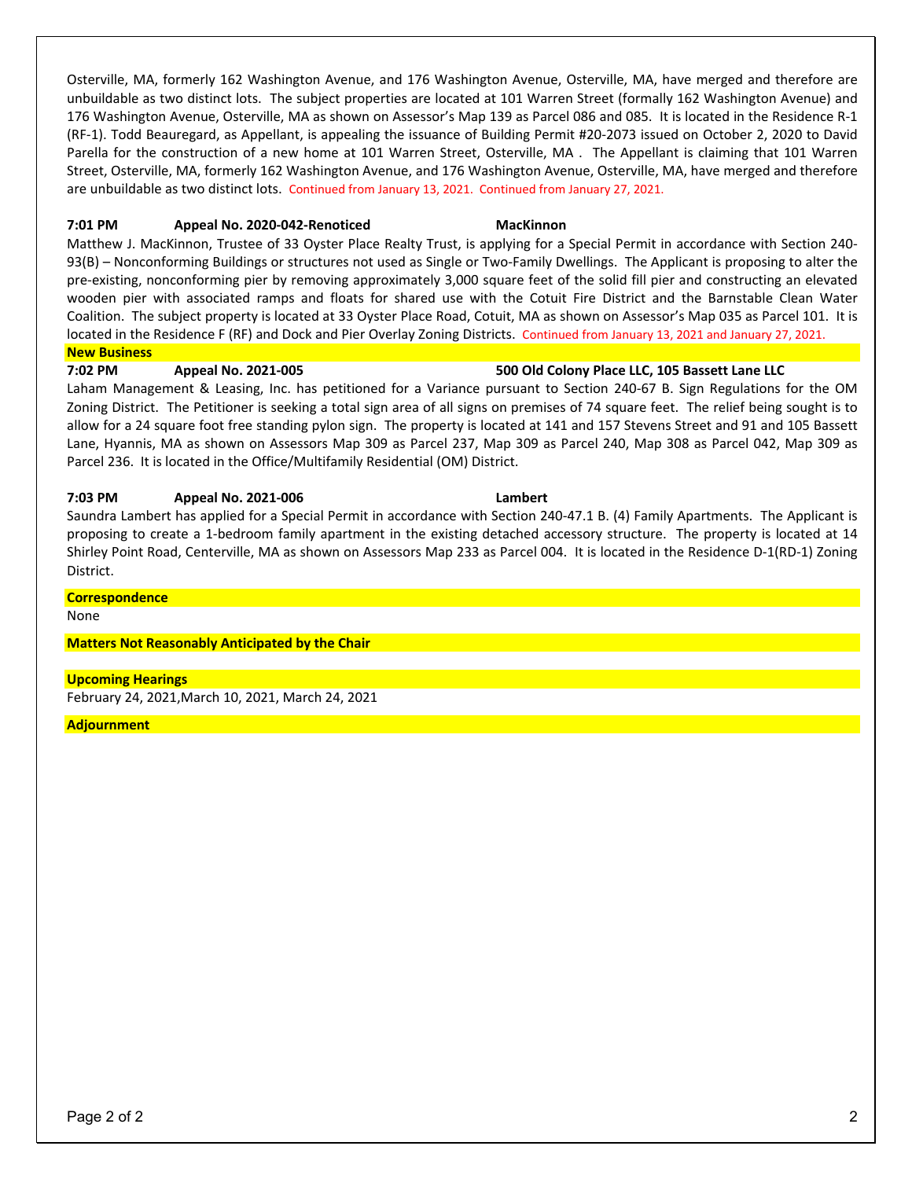Osterville, MA, formerly 162 Washington Avenue, and 176 Washington Avenue, Osterville, MA, have merged and therefore are unbuildable as two distinct lots. The subject properties are located at 101 Warren Street (formally 162 Washington Avenue) and 176 Washington Avenue, Osterville, MA as shown on Assessor's Map 139 as Parcel 086 and 085. It is located in the Residence R-1 (RF-1). Todd Beauregard, as Appellant, is appealing the issuance of Building Permit #20-2073 issued on October 2, 2020 to David Parella for the construction of a new home at 101 Warren Street, Osterville, MA . The Appellant is claiming that 101 Warren Street, Osterville, MA, formerly 162 Washington Avenue, and 176 Washington Avenue, Osterville, MA, have merged and therefore are unbuildable as two distinct lots. Continued from January 13, 2021. Continued from January 27, 2021.

**7:01 PM Appeal No. 2020-042-Renoticed MacKinnon**

Matthew J. MacKinnon, Trustee of 33 Oyster Place Realty Trust, is applying for a Special Permit in accordance with Section 240-93(B) – Nonconforming Buildings or structures not used as Single or Two-Family Dwellings. The Applicant is proposing to alter the pre-existing, nonconforming pier by removing approximately 3,000 square feet of the solid fill pier and constructing an elevated wooden pier with associated ramps and floats for shared use with the Cotuit Fire District and the Barnstable Clean Water Coalition. The subject property is located at 33 Oyster Place Road, Cotuit, MA as shown on Assessor's Map 035 as Parcel 101. It is located in the Residence F (RF) and Dock and Pier Overlay Zoning Districts. Continued from January 13, 2021 and January 27, 2021.

**New Business**

**7:02 PM Appeal No. 2021-005 500 Old Colony Place LLC, 105 Bassett Lane LLC**

Laham Management & Leasing, Inc. has petitioned for a Variance pursuant to Section 240-67 B. Sign Regulations for the OM Zoning District. The Petitioner is seeking a total sign area of all signs on premises of 74 square feet. The relief being sought is to allow for a 24 square foot free standing pylon sign. The property is located at 141 and 157 Stevens Street and 91 and 105 Bassett Lane, Hyannis, MA as shown on Assessors Map 309 as Parcel 237, Map 309 as Parcel 240, Map 308 as Parcel 042, Map 309 as Parcel 236. It is located in the Office/Multifamily Residential (OM) District.

**7:03 PM Appeal No. 2021-006 Lambert**

Saundra Lambert has applied for a Special Permit in accordance with Section 240-47.1 B. (4) Family Apartments. The Applicant is proposing to create a 1-bedroom family apartment in the existing detached accessory structure. The property is located at 14 Shirley Point Road, Centerville, MA as shown on Assessors Map 233 as Parcel 004. It is located in the Residence D-1(RD-1) Zoning District.

**Correspondence**

None

**Matters Not Reasonably Anticipated by the Chair**

**Upcoming Hearings**

February 24, 2021,March 10, 2021, March 24, 2021

**Adjournment**